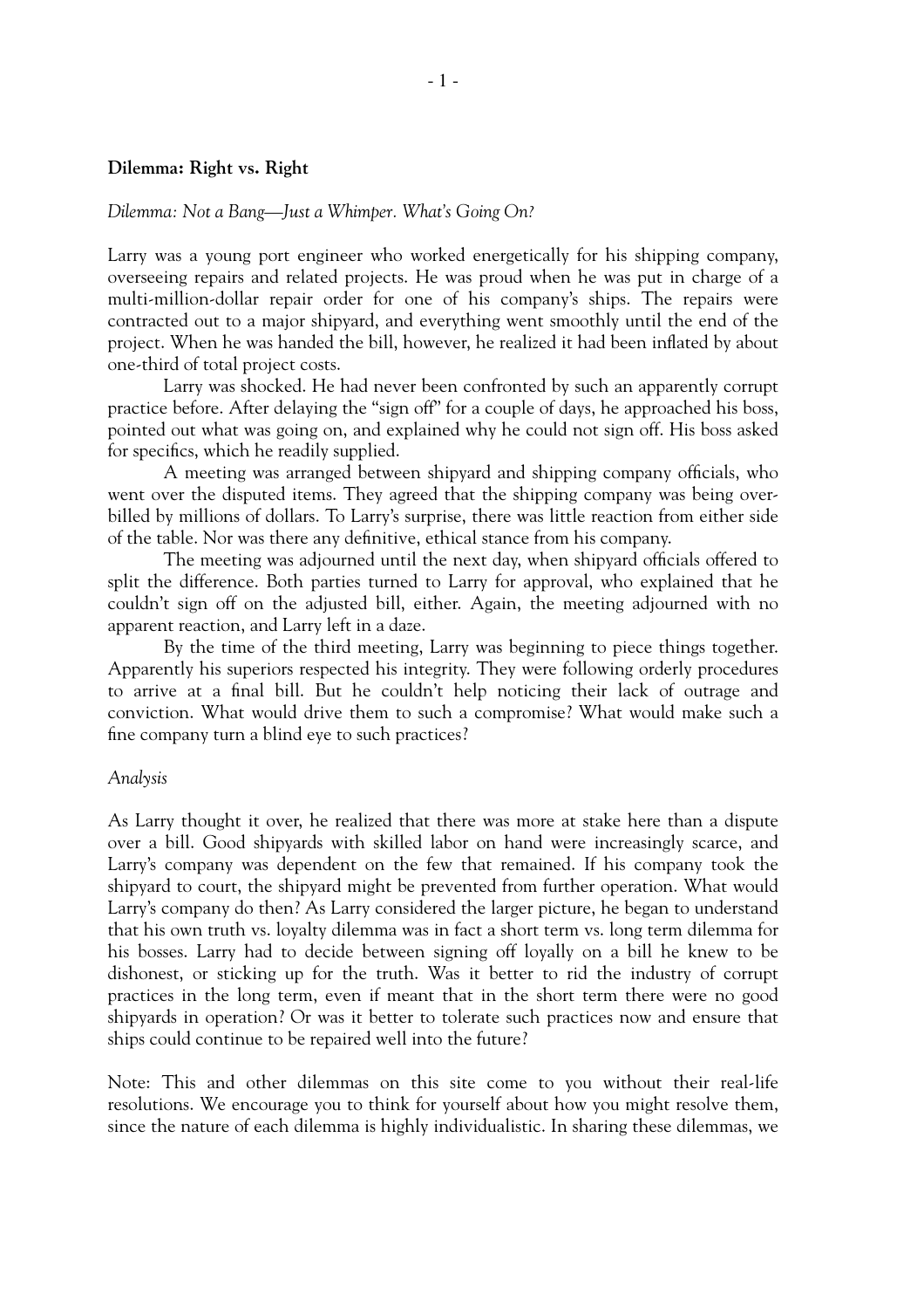**Dilemma: Right vs. Right**

*Dilemma: Not a Bang—Just a Whimper. What's Going On?*

Larry was a young port engineer who worked energetically for his shipping company, overseeing repairs and related projects. He was proud when he was put in charge of a multi-million-dollar repair order for one of his company's ships. The repairs were contracted out to a major shipyard, and everything went smoothly until the end of the project. When he was handed the bill, however, he realized it had been inflated by about one-third of total project costs.

Larry was shocked. He had never been confronted by such an apparently corrupt practice before. After delaying the "sign off" for a couple of days, he approached his boss, pointed out what was going on, and explained why he could not sign off. His boss asked for specifics, which he readily supplied.

A meeting was arranged between shipyard and shipping company officials, who went over the disputed items. They agreed that the shipping company was being over-billed by millions of dollars. To Larry's surprise, there was little reaction from either side of the table. Nor was there any definitive, ethical stance from his company.

The meeting was adjourned until the next day, when shipyard officials offered to split the difference. Both parties turned to Larry for approval, who explained that he couldn't sign off on the adjusted bill, either. Again, the meeting adjourned with no apparent reaction, and Larry left in a daze.

By the time of the third meeting, Larry was beginning to piece things together. Apparently his superiors respected his integrity. They were following orderly procedures to arrive at a final bill. But he couldn't help noticing their lack of outrage and conviction. What would drive them to such a compromise? What would make such a fine company turn a blind eye to such practices?

*Analysis*

As Larry thought it over, he realized that there was more at stake here than a dispute over a bill. Good shipyards with skilled labor on hand were increasingly scarce, and Larry's company was dependent on the few that remained. If his company took the shipyard to court, the shipyard might be prevented from further operation. What would Larry's company do then? As Larry considered the larger picture, he began to understand that his own truth vs. loyalty dilemma was in fact a short term vs. long term dilemma for his bosses. Larry had to decide between signing off loyally on a bill he knew to be dishonest, or sticking up for the truth. Was it better to rid the industry of corrupt practices in the long term, even if meant that in the short term there were no good shipyards in operation? Or was it better to tolerate such practices now and ensure that ships could continue to be repaired well into the future?

Note: This and other dilemmas on this site come to you without their real-life resolutions. We encourage you to think for yourself about how you might resolve them, since the nature of each dilemma is highly individualistic. In sharing these dilemmas, we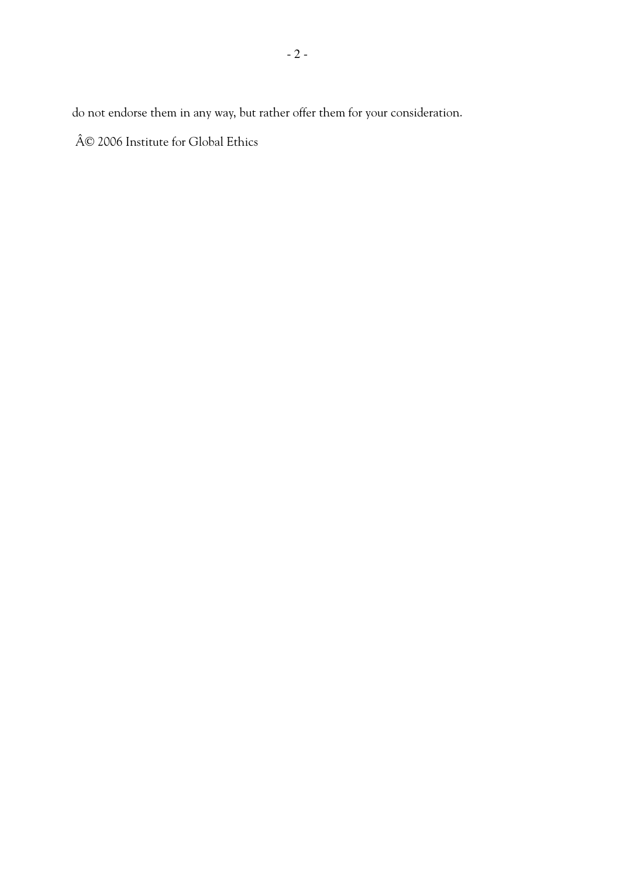do not endorse them in any way, but rather offer them for your consideration.

Â© 2006 Institute for Global Ethics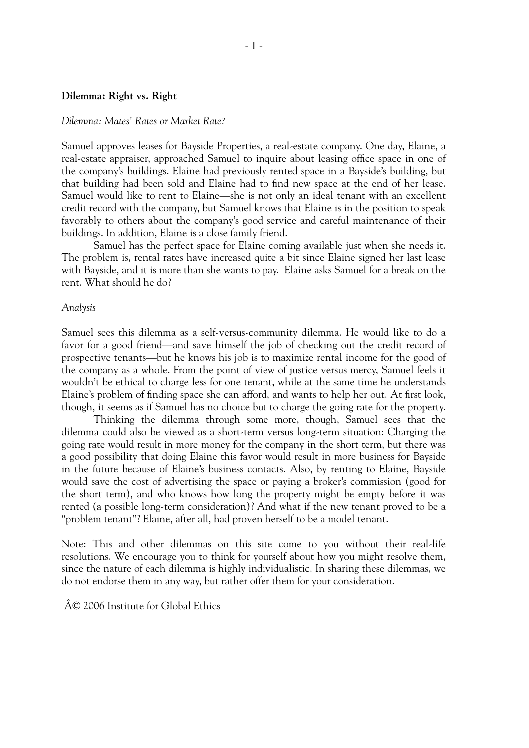**Dilemma: Right vs. Right**

*Dilemma: Mates' Rates or Market Rate?*

Samuel approves leases for Bayside Properties, a real-estate company. One day, Elaine, a real-estate appraiser, approached Samuel to inquire about leasing office space in one of the company's buildings. Elaine had previously rented space in a Bayside's building, but that building had been sold and Elaine had to find new space at the end of her lease. Samuel would like to rent to Elaine—she is not only an ideal tenant with an excellent credit record with the company, but Samuel knows that Elaine is in the position to speak favorably to others about the company's good service and careful maintenance of their buildings. In addition, Elaine is a close family friend.

Samuel has the perfect space for Elaine coming available just when she needs it. The problem is, rental rates have increased quite a bit since Elaine signed her last lease with Bayside, and it is more than she wants to pay. Elaine asks Samuel for a break on the rent. What should he do?

*Analysis*

Samuel sees this dilemma as a self-versus-community dilemma. He would like to do a favor for a good friend—and save himself the job of checking out the credit record of prospective tenants—but he knows his job is to maximize rental income for the good of the company as a whole. From the point of view of justice versus mercy, Samuel feels it wouldn't be ethical to charge less for one tenant, while at the same time he understands Elaine's problem of finding space she can afford, and wants to help her out. At first look, though, it seems as if Samuel has no choice but to charge the going rate for the property.

Thinking the dilemma through some more, though, Samuel sees that the dilemma could also be viewed as a short-term versus long-term situation: Charging the going rate would result in more money for the company in the short term, but there was a good possibility that doing Elaine this favor would result in more business for Bayside in the future because of Elaine's business contacts. Also, by renting to Elaine, Bayside would save the cost of advertising the space or paying a broker's commission (good for the short term), and who knows how long the property might be empty before it was rented (a possible long-term consideration)? And what if the new tenant proved to be a "problem tenant"? Elaine, after all, had proven herself to be a model tenant.

Note: This and other dilemmas on this site come to you without their real-life resolutions. We encourage you to think for yourself about how you might resolve them, since the nature of each dilemma is highly individualistic. In sharing these dilemmas, we do not endorse them in any way, but rather offer them for your consideration.

Â© 2006 Institute for Global Ethics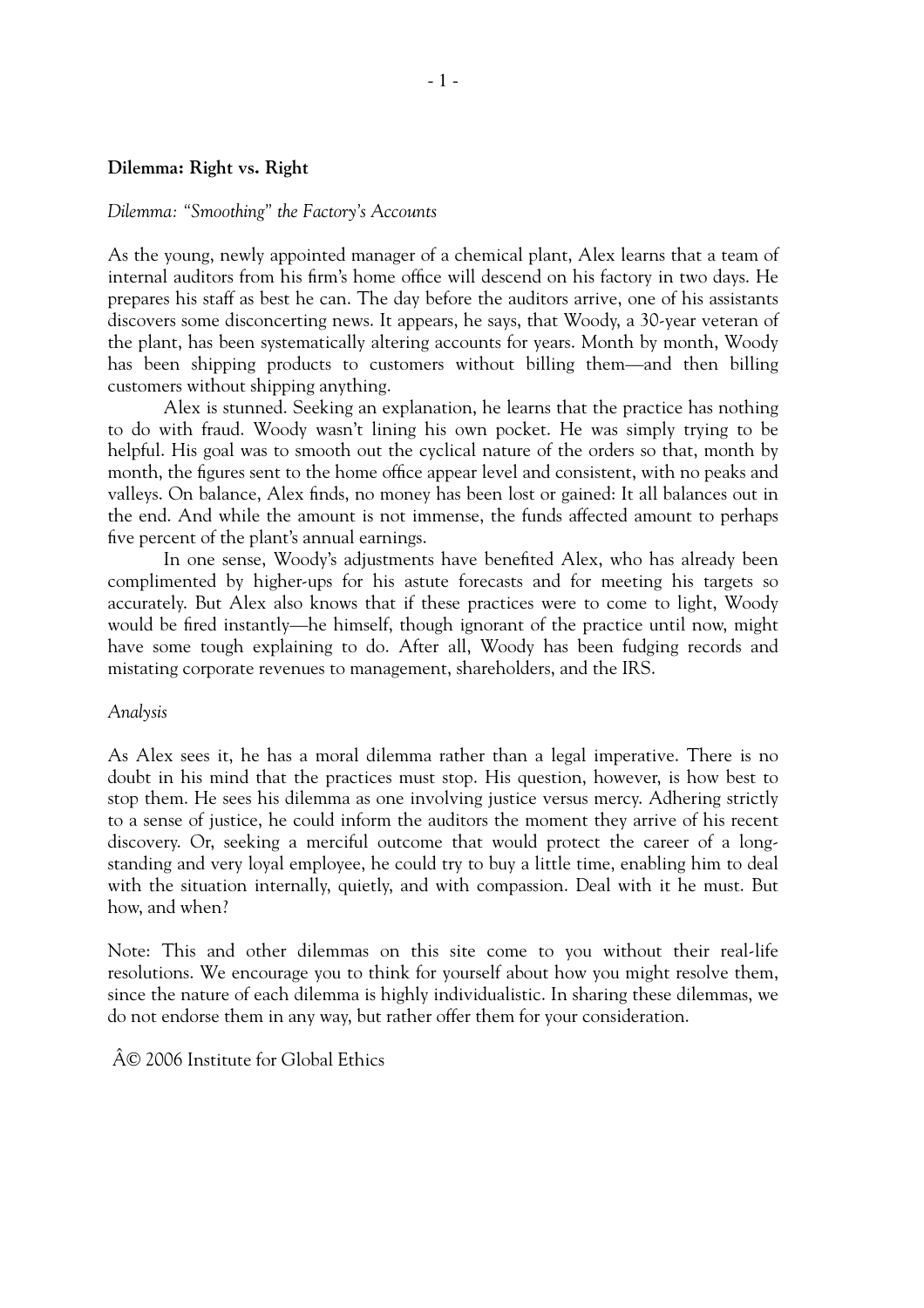**Dilemma: Right vs. Right**

*Dilemma: "Smoothing" the Factory's Accounts*

As the young, newly appointed manager of a chemical plant, Alex learns that a team of internal auditors from his firm's home office will descend on his factory in two days. He prepares his staff as best he can. The day before the auditors arrive, one of his assistants discovers some disconcerting news. It appears, he says, that Woody, a 30-year veteran of the plant, has been systematically altering accounts for years. Month by month, Woody has been shipping products to customers without billing them—and then billing customers without shipping anything.

Alex is stunned. Seeking an explanation, he learns that the practice has nothing to do with fraud. Woody wasn't lining his own pocket. He was simply trying to be helpful. His goal was to smooth out the cyclical nature of the orders so that, month by month, the figures sent to the home office appear level and consistent, with no peaks and valleys. On balance, Alex finds, no money has been lost or gained: It all balances out in the end. And while the amount is not immense, the funds affected amount to perhaps five percent of the plant's annual earnings.

In one sense, Woody's adjustments have benefited Alex, who has already been complimented by higher-ups for his astute forecasts and for meeting his targets so accurately. But Alex also knows that if these practices were to come to light, Woody would be fired instantly—he himself, though ignorant of the practice until now, might have some tough explaining to do. After all, Woody has been fudging records and mistating corporate revenues to management, shareholders, and the IRS.

*Analysis*

As Alex sees it, he has a moral dilemma rather than a legal imperative. There is no doubt in his mind that the practices must stop. His question, however, is how best to stop them. He sees his dilemma as one involving justice versus mercy. Adhering strictly to a sense of justice, he could inform the auditors the moment they arrive of his recent discovery. Or, seeking a merciful outcome that would protect the career of a long-standing and very loyal employee, he could try to buy a little time, enabling him to deal with the situation internally, quietly, and with compassion. Deal with it he must. But how, and when?

Note: This and other dilemmas on this site come to you without their real-life resolutions. We encourage you to think for yourself about how you might resolve them, since the nature of each dilemma is highly individualistic. In sharing these dilemmas, we do not endorse them in any way, but rather offer them for your consideration.

Â© 2006 Institute for Global Ethics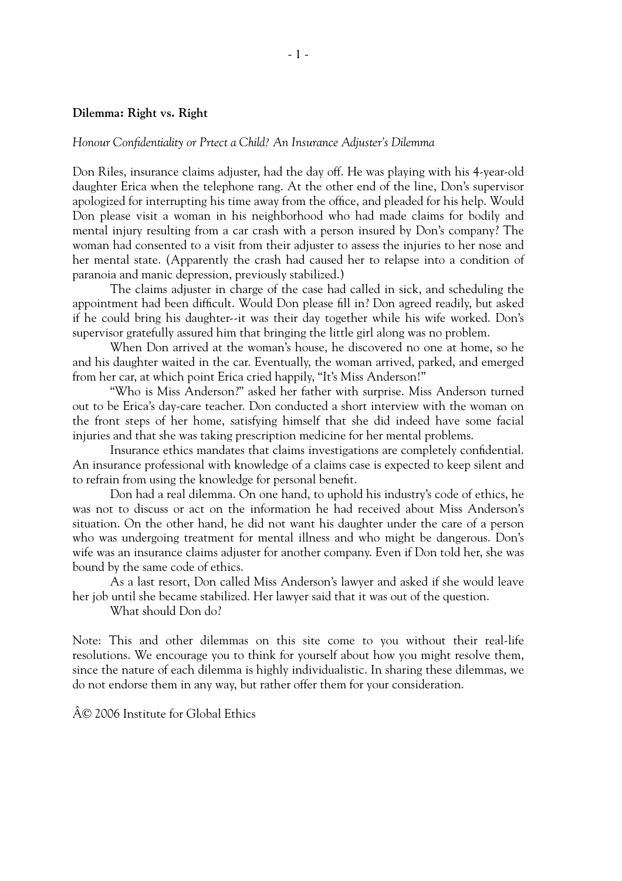**Dilemma: Right vs. Right**

*Honour Confidentiality or Prtect a Child? An Insurance Adjuster's Dilemma*

Don Riles, insurance claims adjuster, had the day off. He was playing with his 4-year-old daughter Erica when the telephone rang. At the other end of the line, Don's supervisor apologized for interrupting his time away from the office, and pleaded for his help. Would Don please visit a woman in his neighborhood who had made claims for bodily and mental injury resulting from a car crash with a person insured by Don's company? The woman had consented to a visit from their adjuster to assess the injuries to her nose and her mental state. (Apparently the crash had caused her to relapse into a condition of paranoia and manic depression, previously stabilized.)

The claims adjuster in charge of the case had called in sick, and scheduling the appointment had been difficult. Would Don please fill in? Don agreed readily, but asked if he could bring his daughter--it was their day together while his wife worked. Don's supervisor gratefully assured him that bringing the little girl along was no problem.

When Don arrived at the woman's house, he discovered no one at home, so he and his daughter waited in the car. Eventually, the woman arrived, parked, and emerged from her car, at which point Erica cried happily, "It's Miss Anderson!"

"Who is Miss Anderson?" asked her father with surprise. Miss Anderson turned out to be Erica's day-care teacher. Don conducted a short interview with the woman on the front steps of her home, satisfying himself that she did indeed have some facial injuries and that she was taking prescription medicine for her mental problems.

Insurance ethics mandates that claims investigations are completely confidential. An insurance professional with knowledge of a claims case is expected to keep silent and to refrain from using the knowledge for personal benefit.

Don had a real dilemma. On one hand, to uphold his industry's code of ethics, he was not to discuss or act on the information he had received about Miss Anderson's situation. On the other hand, he did not want his daughter under the care of a person who was undergoing treatment for mental illness and who might be dangerous. Don's wife was an insurance claims adjuster for another company. Even if Don told her, she was bound by the same code of ethics.

As a last resort, Don called Miss Anderson's lawyer and asked if she would leave her job until she became stabilized. Her lawyer said that it was out of the question.

What should Don do?

Note: This and other dilemmas on this site come to you without their real-life resolutions. We encourage you to think for yourself about how you might resolve them, since the nature of each dilemma is highly individualistic. In sharing these dilemmas, we do not endorse them in any way, but rather offer them for your consideration.

Â© 2006 Institute for Global Ethics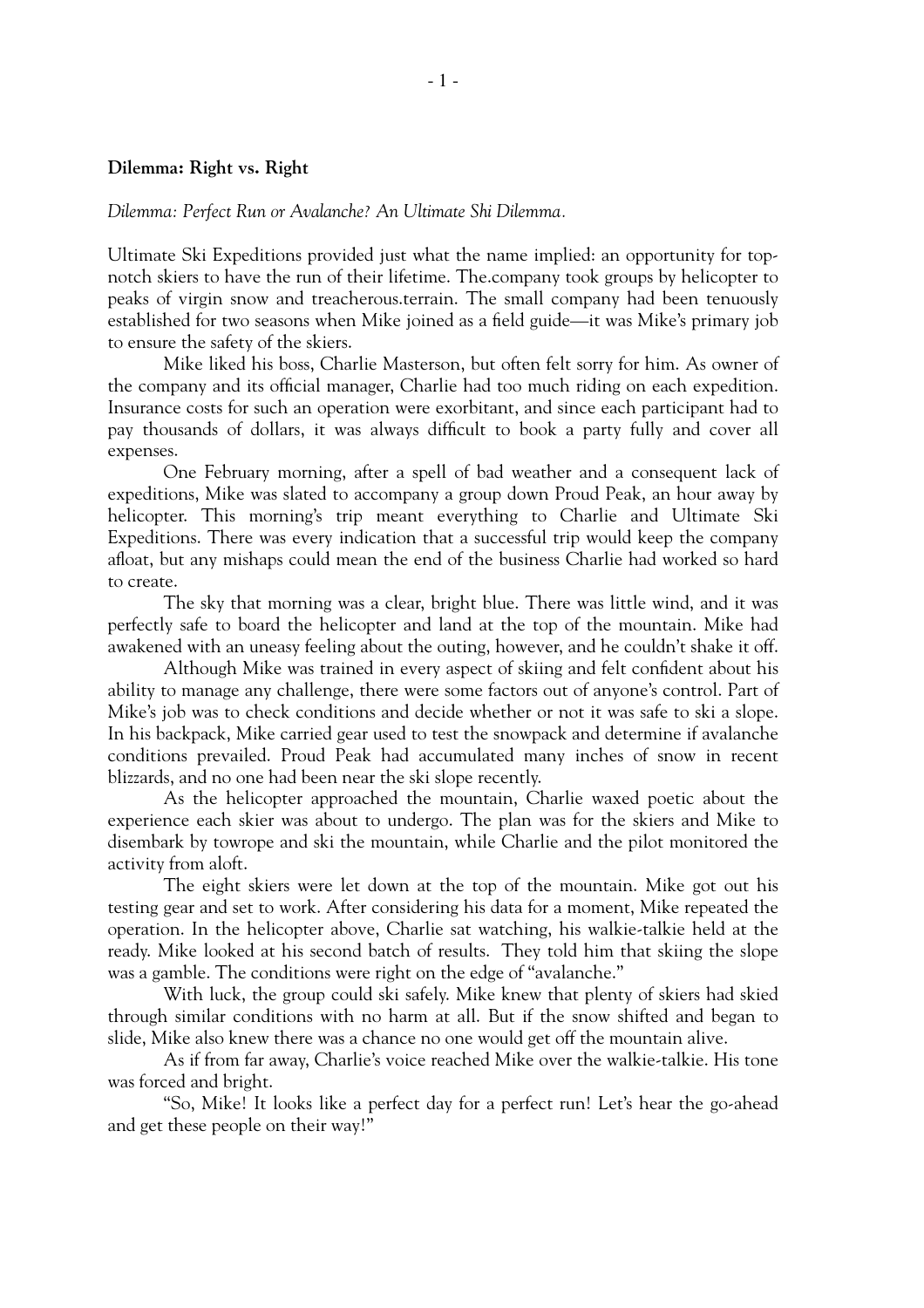**Dilemma: Right vs. Right**

*Dilemma: Perfect Run or Avalanche? An Ultimate Shi Dilemma.*

Ultimate Ski Expeditions provided just what the name implied: an opportunity for top-notch skiers to have the run of their lifetime. The.company took groups by helicopter to peaks of virgin snow and treacherous.terrain. The small company had been tenuously established for two seasons when Mike joined as a field guide—it was Mike's primary job to ensure the safety of the skiers.

Mike liked his boss, Charlie Masterson, but often felt sorry for him. As owner of the company and its official manager, Charlie had too much riding on each expedition. Insurance costs for such an operation were exorbitant, and since each participant had to pay thousands of dollars, it was always difficult to book a party fully and cover all expenses.

One February morning, after a spell of bad weather and a consequent lack of expeditions, Mike was slated to accompany a group down Proud Peak, an hour away by helicopter. This morning's trip meant everything to Charlie and Ultimate Ski Expeditions. There was every indication that a successful trip would keep the company afloat, but any mishaps could mean the end of the business Charlie had worked so hard to create.

The sky that morning was a clear, bright blue. There was little wind, and it was perfectly safe to board the helicopter and land at the top of the mountain. Mike had awakened with an uneasy feeling about the outing, however, and he couldn't shake it off.

Although Mike was trained in every aspect of skiing and felt confident about his ability to manage any challenge, there were some factors out of anyone's control. Part of Mike's job was to check conditions and decide whether or not it was safe to ski a slope. In his backpack, Mike carried gear used to test the snowpack and determine if avalanche conditions prevailed. Proud Peak had accumulated many inches of snow in recent blizzards, and no one had been near the ski slope recently.

As the helicopter approached the mountain, Charlie waxed poetic about the experience each skier was about to undergo. The plan was for the skiers and Mike to disembark by towrope and ski the mountain, while Charlie and the pilot monitored the activity from aloft.

The eight skiers were let down at the top of the mountain. Mike got out his testing gear and set to work. After considering his data for a moment, Mike repeated the operation. In the helicopter above, Charlie sat watching, his walkie-talkie held at the ready. Mike looked at his second batch of results. They told him that skiing the slope was a gamble. The conditions were right on the edge of "avalanche."

With luck, the group could ski safely. Mike knew that plenty of skiers had skied through similar conditions with no harm at all. But if the snow shifted and began to slide, Mike also knew there was a chance no one would get off the mountain alive.

As if from far away, Charlie's voice reached Mike over the walkie-talkie. His tone was forced and bright.

"So, Mike! It looks like a perfect day for a perfect run! Let's hear the go-ahead and get these people on their way!"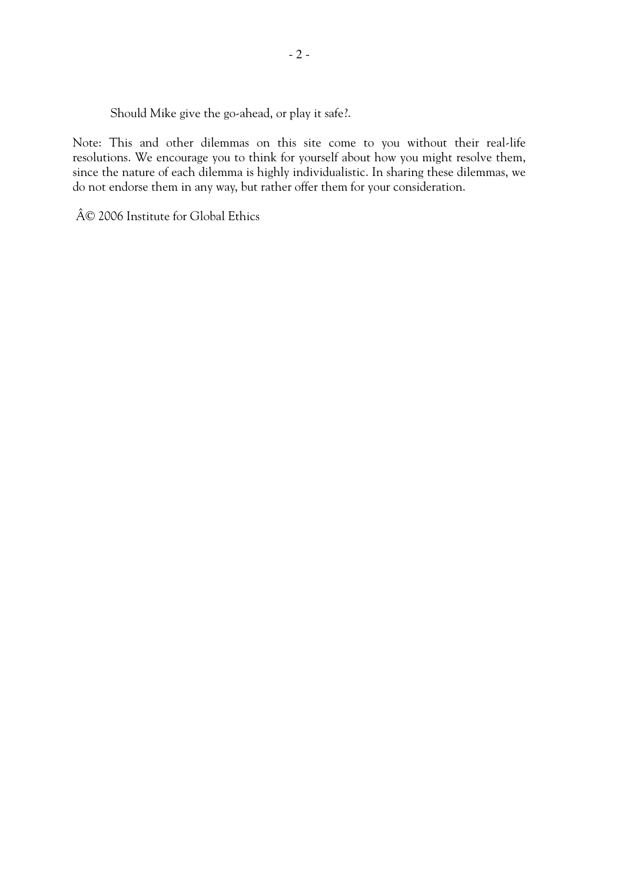Should Mike give the go-ahead, or play it safe?.

Note: This and other dilemmas on this site come to you without their real-life resolutions. We encourage you to think for yourself about how you might resolve them, since the nature of each dilemma is highly individualistic. In sharing these dilemmas, we do not endorse them in any way, but rather offer them for your consideration.

Â© 2006 Institute for Global Ethics